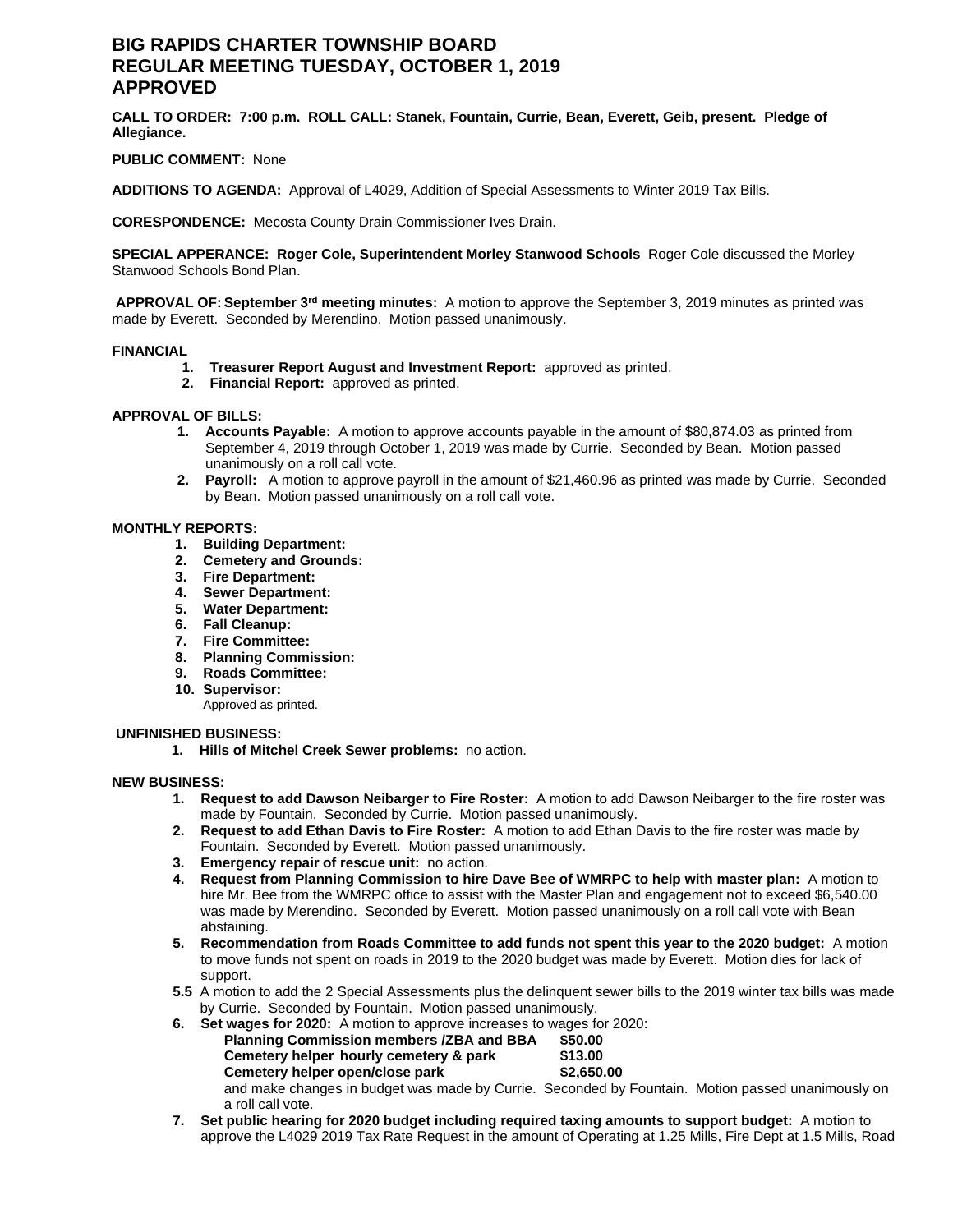# BIG RAPIDS CHARTER TOWNSHIP BOARD
# REGULAR MEETING TUESDAY, OCTOBER 1, 2019
# APPROVED

**CALL TO ORDER: 7:00 p.m. ROLL CALL: Stanek, Fountain, Currie, Bean, Everett, Geib, present. Pledge of Allegiance.**

**PUBLIC COMMENT:** None

**ADDITIONS TO AGENDA:** Approval of L4029, Addition of Special Assessments to Winter 2019 Tax Bills.

**CORESPONDENCE:** Mecosta County Drain Commissioner Ives Drain.

**SPECIAL APPERANCE: Roger Cole, Superintendent Morley Stanwood Schools** Roger Cole discussed the Morley Stanwood Schools Bond Plan.

**APPROVAL OF: September 3rd meeting minutes:** A motion to approve the September 3, 2019 minutes as printed was made by Everett. Seconded by Merendino. Motion passed unanimously.

**FINANCIAL**

1. **Treasurer Report August and Investment Report:** approved as printed.
2. **Financial Report:** approved as printed.

**APPROVAL OF BILLS:**

1. **Accounts Payable:** A motion to approve accounts payable in the amount of $80,874.03 as printed from September 4, 2019 through October 1, 2019 was made by Currie. Seconded by Bean. Motion passed unanimously on a roll call vote.
2. **Payroll:** A motion to approve payroll in the amount of $21,460.96 as printed was made by Currie. Seconded by Bean. Motion passed unanimously on a roll call vote.

**MONTHLY REPORTS:**

1. **Building Department:**
2. **Cemetery and Grounds:**
3. **Fire Department:**
4. **Sewer Department:**
5. **Water Department:**
6. **Fall Cleanup:**
7. **Fire Committee:**
8. **Planning Commission:**
9. **Roads Committee:**
10. **Supervisor:**
    Approved as printed.

**UNFINISHED BUSINESS:**

1. **Hills of Mitchel Creek Sewer problems:** no action.

**NEW BUSINESS:**

1. **Request to add Dawson Neibarger to Fire Roster:** A motion to add Dawson Neibarger to the fire roster was made by Fountain. Seconded by Currie. Motion passed unanimously.
2. **Request to add Ethan Davis to Fire Roster:** A motion to add Ethan Davis to the fire roster was made by Fountain. Seconded by Everett. Motion passed unanimously.
3. **Emergency repair of rescue unit:** no action.
4. **Request from Planning Commission to hire Dave Bee of WMRPC to help with master plan:** A motion to hire Mr. Bee from the WMRPC office to assist with the Master Plan and engagement not to exceed $6,540.00 was made by Merendino. Seconded by Everett. Motion passed unanimously on a roll call vote with Bean abstaining.
5. **Recommendation from Roads Committee to add funds not spent this year to the 2020 budget:** A motion to move funds not spent on roads in 2019 to the 2020 budget was made by Everett. Motion dies for lack of support.

**5.5** A motion to add the 2 Special Assessments plus the delinquent sewer bills to the 2019 winter tax bills was made by Currie. Seconded by Fountain. Motion passed unanimously.

6. **Set wages for 2020:** A motion to approve increases to wages for 2020:

   **Planning Commission members /ZBA and BBA $50.00**
   **Cemetery helper hourly cemetery & park $13.00**
   **Cemetery helper open/close park $2,650.00**

   and make changes in budget was made by Currie. Seconded by Fountain. Motion passed unanimously on a roll call vote.
7. **Set public hearing for 2020 budget including required taxing amounts to support budget:** A motion to approve the L4029 2019 Tax Rate Request in the amount of Operating at 1.25 Mills, Fire Dept at 1.5 Mills, Road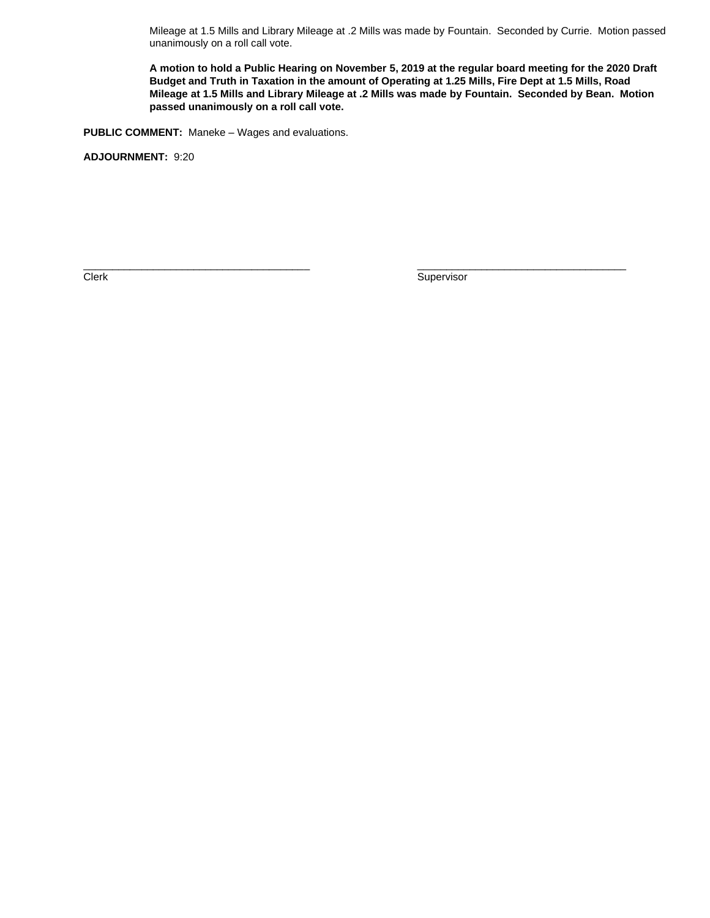Mileage at 1.5 Mills and Library Mileage at .2 Mills was made by Fountain. Seconded by Currie. Motion passed unanimously on a roll call vote.

**A motion to hold a Public Hearing on November 5, 2019 at the regular board meeting for the 2020 Draft Budget and Truth in Taxation in the amount of Operating at 1.25 Mills, Fire Dept at 1.5 Mills, Road Mileage at 1.5 Mills and Library Mileage at .2 Mills was made by Fountain. Seconded by Bean. Motion passed unanimously on a roll call vote.**

**PUBLIC COMMENT:** Maneke – Wages and evaluations.

**ADJOURNMENT:** 9:20

_______________________________________ _____________________________________

Clerk Supervisor